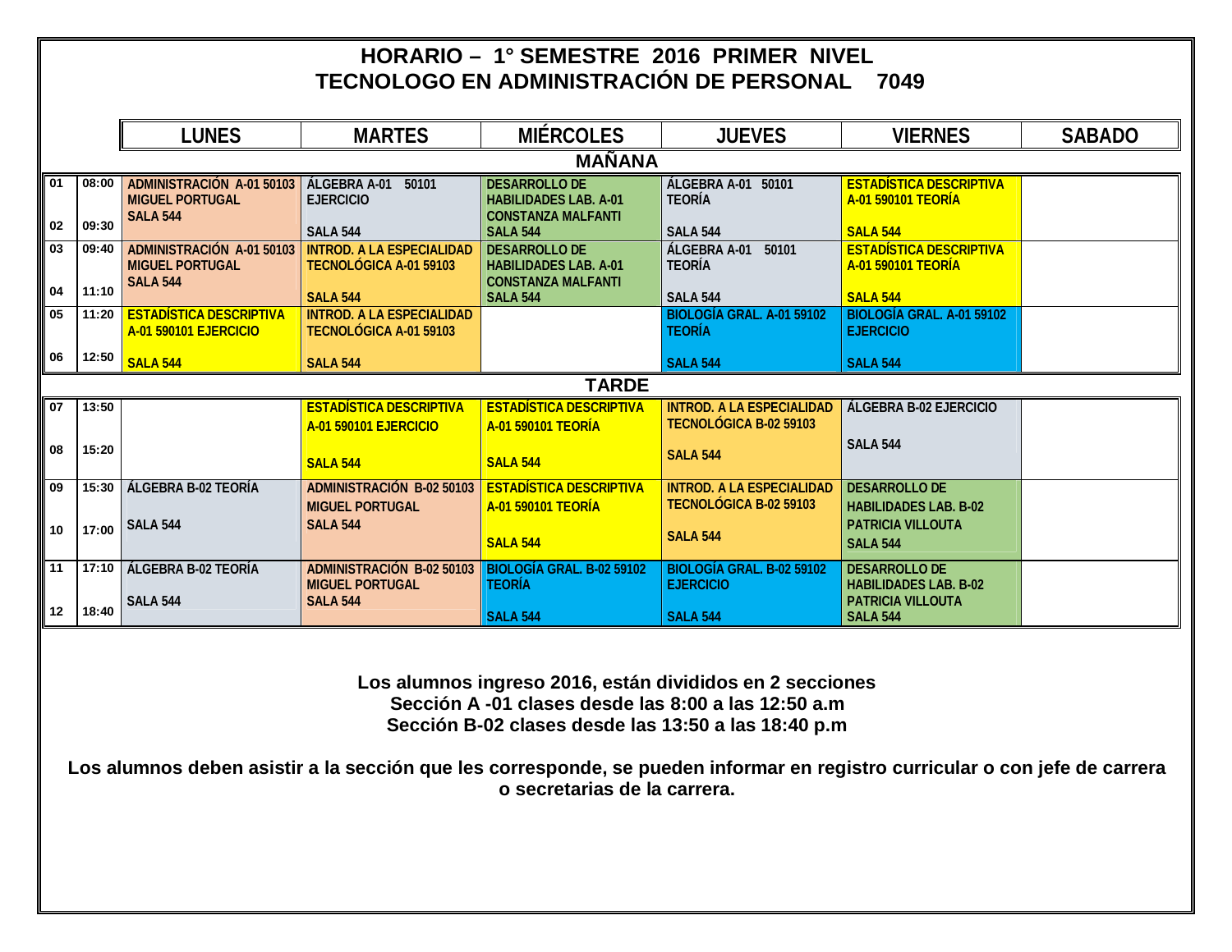# HORARIO – 1° SEMESTRE 2016 PRIMER NIVEL
# TECNOLOGO EN ADMINISTRACIÓN DE PERSONAL 7049

| | | LUNES | MARTES | MIÉRCOLES | JUEVES | VIERNES | SABADO |
|---|---|---|---|---|---|---|---|
| **MAÑANA** | | | | | | | |
| 01<br>02 | 08:00<br>09:30 | ADMINISTRACIÓN A-01 50103<br>MIGUEL PORTUGAL<br>SALA 544 | ÁLGEBRA A-01 50101<br>EJERCICIO<br>SALA 544 | DESARROLLO DE HABILIDADES LAB. A-01<br>CONSTANZA MALFANTI<br>SALA 544 | ÁLGEBRA A-01 50101<br>TEORÍA<br>SALA 544 | ESTADÍSTICA DESCRIPTIVA A-01 590101 TEORÍA<br>SALA 544 | |
| 03<br>04 | 09:40<br>11:10 | ADMINISTRACIÓN A-01 50103<br>MIGUEL PORTUGAL<br>SALA 544 | INTROD. A LA ESPECIALIDAD TECNOLÓGICA A-01 59103<br>SALA 544 | DESARROLLO DE HABILIDADES LAB. A-01<br>CONSTANZA MALFANTI<br>SALA 544 | ÁLGEBRA A-01 50101<br>TEORÍA<br>SALA 544 | ESTADÍSTICA DESCRIPTIVA A-01 590101 TEORÍA<br>SALA 544 | |
| 05<br>06 | 11:20<br>12:50 | ESTADÍSTICA DESCRIPTIVA A-01 590101 EJERCICIO<br>SALA 544 | INTROD. A LA ESPECIALIDAD TECNOLÓGICA A-01 59103<br>SALA 544 | | BIOLOGÍA GRAL. A-01 59102<br>TEORÍA<br>SALA 544 | BIOLOGÍA GRAL. A-01 59102<br>EJERCICIO<br>SALA 544 | |
| **TARDE** | | | | | | | |
| 07<br>08 | 13:50<br>15:20 | | ESTADÍSTICA DESCRIPTIVA A-01 590101 EJERCICIO<br>SALA 544 | ESTADÍSTICA DESCRIPTIVA A-01 590101 TEORÍA<br>SALA 544 | INTROD. A LA ESPECIALIDAD TECNOLÓGICA B-02 59103<br>SALA 544 | ÁLGEBRA B-02 EJERCICIO<br>SALA 544 | |
| 09<br>10 | 15:30<br>17:00 | ÁLGEBRA B-02 TEORÍA<br>SALA 544 | ADMINISTRACIÓN B-02 50103<br>MIGUEL PORTUGAL<br>SALA 544 | ESTADÍSTICA DESCRIPTIVA A-01 590101 TEORÍA<br>SALA 544 | INTROD. A LA ESPECIALIDAD TECNOLÓGICA B-02 59103<br>SALA 544 | DESARROLLO DE HABILIDADES LAB. B-02<br>PATRICIA VILLOUTA<br>SALA 544 | |
| 11<br>12 | 17:10<br>18:40 | ÁLGEBRA B-02 TEORÍA<br>SALA 544 | ADMINISTRACIÓN B-02 50103<br>MIGUEL PORTUGAL<br>SALA 544 | BIOLOGÍA GRAL. B-02 59102<br>TEORÍA<br>SALA 544 | BIOLOGÍA GRAL. B-02 59102<br>EJERCICIO<br>SALA 544 | DESARROLLO DE HABILIDADES LAB. B-02<br>PATRICIA VILLOUTA<br>SALA 544 | |

**Los alumnos ingreso 2016, están divididos en 2 secciones**
**Sección A -01 clases desde las 8:00 a las 12:50 a.m**
**Sección B-02 clases desde las 13:50 a las 18:40 p.m**

**Los alumnos deben asistir a la sección que les corresponde, se pueden informar en registro curricular o con jefe de carrera o secretarias de la carrera.**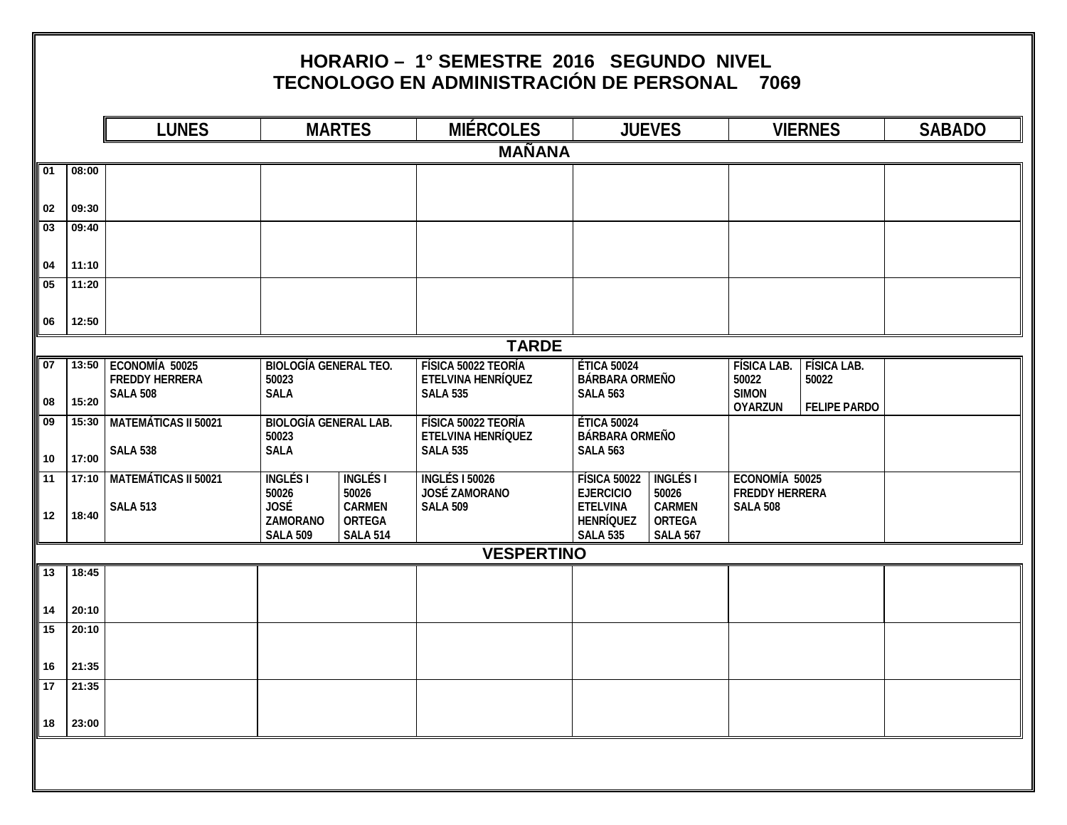# HORARIO – 1° SEMESTRE 2016 SEGUNDO NIVEL
# TECNOLOGO EN ADMINISTRACIÓN DE PERSONAL 7069

| | | LUNES | MARTES | MIÉRCOLES | JUEVES | VIERNES | SABADO |
|---|---|---|---|---|---|---|---|
| **MAÑANA** | | | | | | | |
| 01<br>02 | 08:00<br>09:30 | | | | | | |
| 03<br>04 | 09:40<br>11:10 | | | | | | |
| 05<br>06 | 11:20<br>12:50 | | | | | | |
| **TARDE** | | | | | | | |
| 07<br>08 | 13:50<br>15:20 | ECONOMÍA 50025<br>FREDDY HERRERA<br>SALA 508 | BIOLOGÍA GENERAL TEO. 50023<br>SALA | FÍSICA 50022 TEORÍA<br>ETELVINA HENRÍQUEZ<br>SALA 535 | ÉTICA 50024<br>BÁRBARA ORMEÑO<br>SALA 563 | FÍSICA LAB. 50022<br>SIMON OYARZUN / FÍSICA LAB. 50022<br>FELIPE PARDO | |
| 09<br>10 | 15:30<br>17:00 | MATEMÁTICAS II 50021<br>SALA 538 | BIOLOGÍA GENERAL LAB. 50023<br>SALA | FÍSICA 50022 TEORÍA<br>ETELVINA HENRÍQUEZ<br>SALA 535 | ÉTICA 50024<br>BÁRBARA ORMEÑO<br>SALA 563 | | |
| 11<br>12 | 17:10<br>18:40 | MATEMÁTICAS II 50021<br>SALA 513 | INGLÉS I 50026<br>JOSÉ ZAMORANO<br>SALA 509 / INGLÉS I 50026<br>CARMEN ORTEGA<br>SALA 514 | INGLÉS I 50026<br>JOSÉ ZAMORANO<br>SALA 509 | FÍSICA 50022 EJERCICIO<br>ETELVINA HENRÍQUEZ<br>SALA 535 / INGLÉS I 50026<br>CARMEN ORTEGA<br>SALA 567 | ECONOMÍA 50025<br>FREDDY HERRERA<br>SALA 508 | |
| **VESPERTINO** | | | | | | | |
| 13<br>14 | 18:45<br>20:10 | | | | | | |
| 15<br>16 | 20:10<br>21:35 | | | | | | |
| 17<br>18 | 21:35<br>23:00 | | | | | | |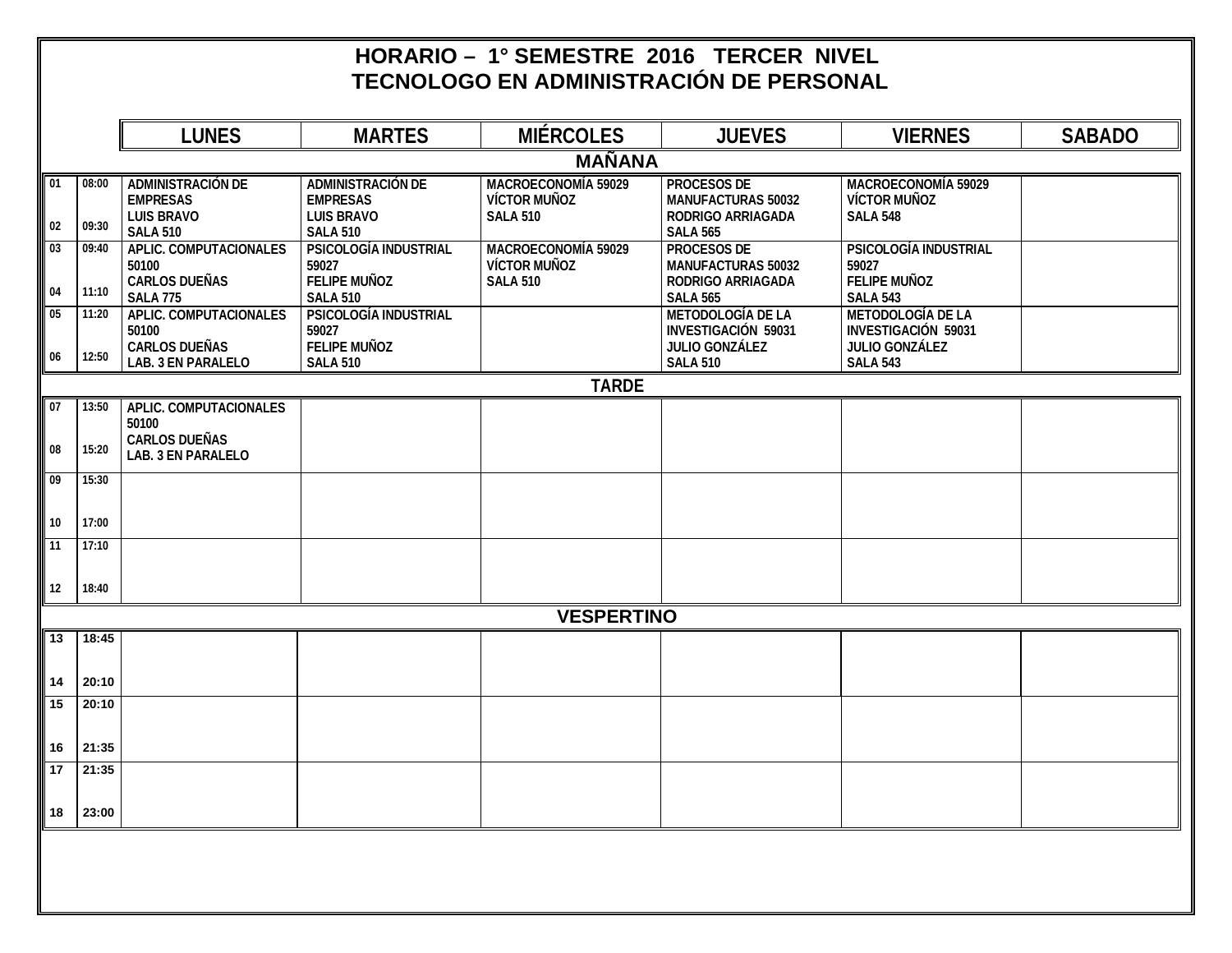# HORARIO – 1° SEMESTRE 2016 TERCER NIVEL
# TECNOLOGO EN ADMINISTRACIÓN DE PERSONAL

| | | LUNES | MARTES | MIÉRCOLES | JUEVES | VIERNES | SABADO |
|---|---|---|---|---|---|---|---|
| **MAÑANA** | | | | | | | |
| 01<br>02 | 08:00<br>09:30 | ADMINISTRACIÓN DE EMPRESAS<br>LUIS BRAVO<br>SALA 510 | ADMINISTRACIÓN DE EMPRESAS<br>LUIS BRAVO<br>SALA 510 | MACROECONOMÍA 59029<br>VÍCTOR MUÑOZ<br>SALA 510 | PROCESOS DE MANUFACTURAS 50032<br>RODRIGO ARRIAGADA<br>SALA 565 | MACROECONOMÍA 59029<br>VÍCTOR MUÑOZ<br>SALA 548 | |
| 03<br>04 | 09:40<br>11:10 | APLIC. COMPUTACIONALES 50100<br>CARLOS DUEÑAS<br>SALA 775 | PSICOLOGÍA INDUSTRIAL 59027<br>FELIPE MUÑOZ<br>SALA 510 | MACROECONOMÍA 59029<br>VÍCTOR MUÑOZ<br>SALA 510 | PROCESOS DE MANUFACTURAS 50032<br>RODRIGO ARRIAGADA<br>SALA 565 | PSICOLOGÍA INDUSTRIAL 59027<br>FELIPE MUÑOZ<br>SALA 543 | |
| 05<br>06 | 11:20<br>12:50 | APLIC. COMPUTACIONALES 50100<br>CARLOS DUEÑAS<br>LAB. 3 EN PARALELO | PSICOLOGÍA INDUSTRIAL 59027<br>FELIPE MUÑOZ<br>SALA 510 | | METODOLOGÍA DE LA INVESTIGACIÓN 59031<br>JULIO GONZÁLEZ<br>SALA 510 | METODOLOGÍA DE LA INVESTIGACIÓN 59031<br>JULIO GONZÁLEZ<br>SALA 543 | |
| **TARDE** | | | | | | | |
| 07<br>08 | 13:50<br>15:20 | APLIC. COMPUTACIONALES 50100<br>CARLOS DUEÑAS<br>LAB. 3 EN PARALELO | | | | | |
| 09<br>10 | 15:30<br>17:00 | | | | | | |
| 11<br>12 | 17:10<br>18:40 | | | | | | |
| **VESPERTINO** | | | | | | | |
| 13<br>14 | 18:45<br>20:10 | | | | | | |
| 15<br>16 | 20:10<br>21:35 | | | | | | |
| 17<br>18 | 21:35<br>23:00 | | | | | | |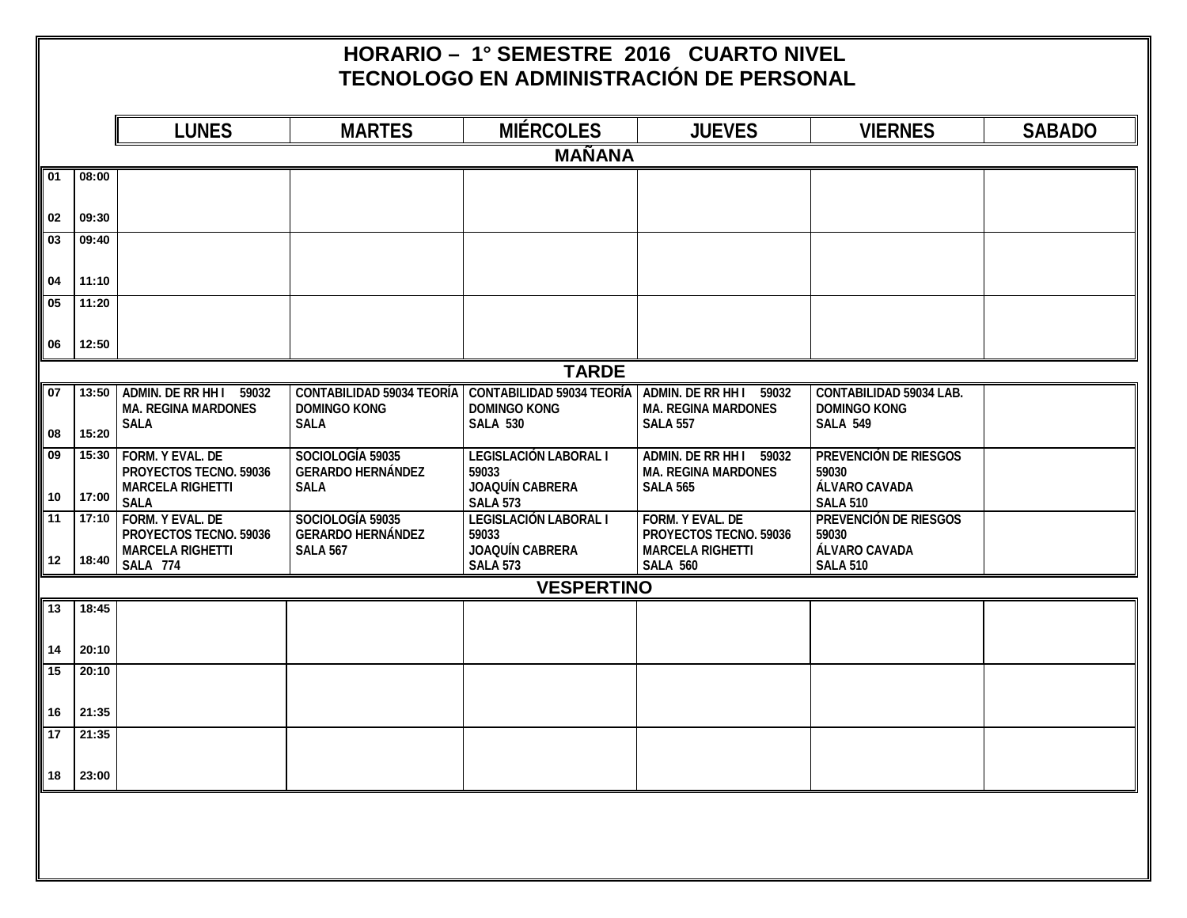# HORARIO – 1° SEMESTRE 2016 CUARTO NIVEL
## TECNOLOGO EN ADMINISTRACIÓN DE PERSONAL

| | | LUNES | MARTES | MIÉRCOLES | JUEVES | VIERNES | SABADO |
|---|---|---|---|---|---|---|---|
| **MAÑANA** | | | | | | | |
| 01<br>02 | 08:00<br>09:30 | | | | | | |
| 03<br>04 | 09:40<br>11:10 | | | | | | |
| 05<br>06 | 11:20<br>12:50 | | | | | | |
| **TARDE** | | | | | | | |
| 07<br>08 | 13:50<br>15:20 | ADMIN. DE RR HH I 59032<br>MA. REGINA MARDONES<br>SALA | CONTABILIDAD 59034 TEORÍA<br>DOMINGO KONG<br>SALA | CONTABILIDAD 59034 TEORÍA<br>DOMINGO KONG<br>SALA 530 | ADMIN. DE RR HH I 59032<br>MA. REGINA MARDONES<br>SALA 557 | CONTABILIDAD 59034 LAB.<br>DOMINGO KONG<br>SALA 549 | |
| 09<br>10 | 15:30<br>17:00 | FORM. Y EVAL. DE PROYECTOS TECNO. 59036<br>MARCELA RIGHETTI<br>SALA | SOCIOLOGÍA 59035<br>GERARDO HERNÁNDEZ<br>SALA | LEGISLACIÓN LABORAL I 59033<br>JOAQUÍN CABRERA<br>SALA 573 | ADMIN. DE RR HH I 59032<br>MA. REGINA MARDONES<br>SALA 565 | PREVENCIÓN DE RIESGOS 59030<br>ÁLVARO CAVADA<br>SALA 510 | |
| 11<br>12 | 17:10<br>18:40 | FORM. Y EVAL. DE PROYECTOS TECNO. 59036<br>MARCELA RIGHETTI<br>SALA 774 | SOCIOLOGÍA 59035<br>GERARDO HERNÁNDEZ<br>SALA 567 | LEGISLACIÓN LABORAL I 59033<br>JOAQUÍN CABRERA<br>SALA 573 | FORM. Y EVAL. DE PROYECTOS TECNO. 59036<br>MARCELA RIGHETTI<br>SALA 560 | PREVENCIÓN DE RIESGOS 59030<br>ÁLVARO CAVADA<br>SALA 510 | |
| **VESPERTINO** | | | | | | | |
| 13<br>14 | 18:45<br>20:10 | | | | | | |
| 15<br>16 | 20:10<br>21:35 | | | | | | |
| 17<br>18 | 21:35<br>23:00 | | | | | | |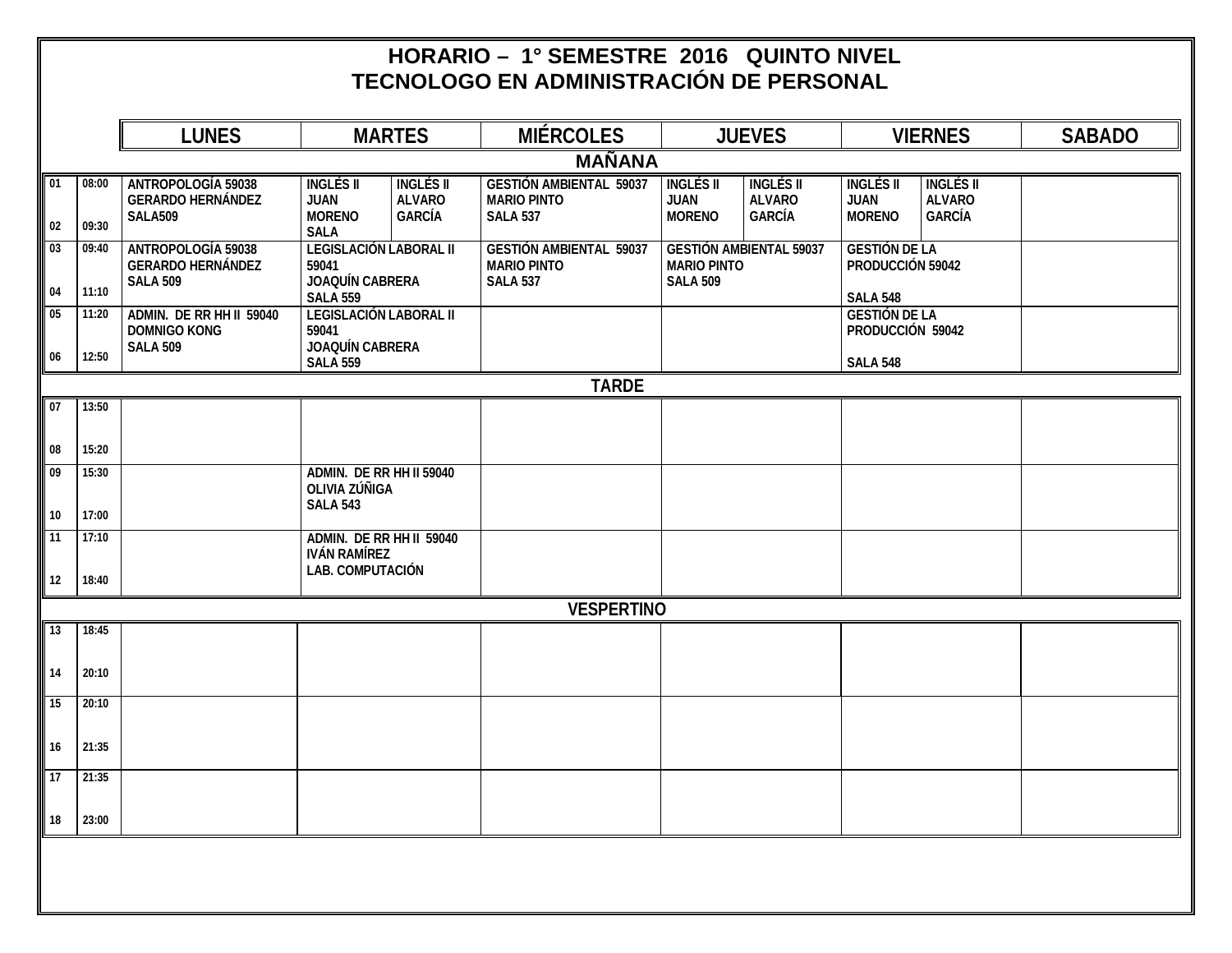# HORARIO – 1° SEMESTRE 2016 QUINTO NIVEL
## TECNOLOGO EN ADMINISTRACIÓN DE PERSONAL

| | | LUNES | MARTES | | MIÉRCOLES | JUEVES | | VIERNES | | SABADO |
|---|---|---|---|---|---|---|---|---|---|---|
| **MAÑANA** | | | | | | | | | | |
| 01<br>02 | 08:00<br>09:30 | ANTROPOLOGÍA 59038<br>GERARDO HERNÁNDEZ<br>SALA509 | INGLÉS II<br>JUAN<br>MORENO<br>SALA | INGLÉS II<br>ALVARO<br>GARCÍA | GESTIÓN AMBIENTAL 59037<br>MARIO PINTO<br>SALA 537 | INGLÉS II<br>JUAN<br>MORENO | INGLÉS II<br>ALVARO<br>GARCÍA | INGLÉS II<br>JUAN<br>MORENO | INGLÉS II<br>ALVARO<br>GARCÍA | |
| 03<br>04 | 09:40<br>11:10 | ANTROPOLOGÍA 59038<br>GERARDO HERNÁNDEZ<br>SALA 509 | LEGISLACIÓN LABORAL II<br>59041<br>JOAQUÍN CABRERA<br>SALA 559 | | GESTIÓN AMBIENTAL 59037<br>MARIO PINTO<br>SALA 537 | GESTIÓN AMBIENTAL 59037<br>MARIO PINTO<br>SALA 509 | | GESTIÓN DE LA<br>PRODUCCIÓN 59042<br>SALA 548 | | |
| 05<br>06 | 11:20<br>12:50 | ADMIN. DE RR HH II 59040<br>DOMNIGO KONG<br>SALA 509 | LEGISLACIÓN LABORAL II<br>59041<br>JOAQUÍN CABRERA<br>SALA 559 | | | | | GESTIÓN DE LA<br>PRODUCCIÓN 59042<br>SALA 548 | | |
| **TARDE** | | | | | | | | | | |
| 07<br>08 | 13:50<br>15:20 | | | | | | | | | |
| 09<br>10 | 15:30<br>17:00 | | ADMIN. DE RR HH II 59040<br>OLIVIA ZÚÑIGA<br>SALA 543 | | | | | | | |
| 11<br>12 | 17:10<br>18:40 | | ADMIN. DE RR HH II 59040<br>IVÁN RAMÍREZ<br>LAB. COMPUTACIÓN | | | | | | | |
| **VESPERTINO** | | | | | | | | | | |
| 13<br>14 | 18:45<br>20:10 | | | | | | | | | |
| 15<br>16 | 20:10<br>21:35 | | | | | | | | | |
| 17<br>18 | 21:35<br>23:00 | | | | | | | | | |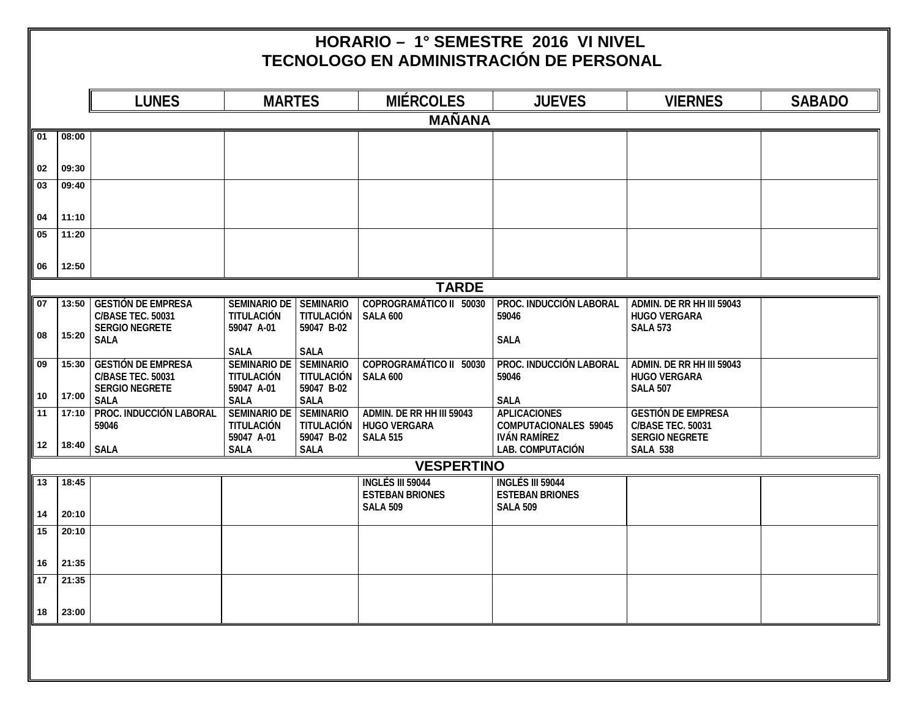# HORARIO – 1° SEMESTRE 2016 VI NIVEL
## TECNOLOGO EN ADMINISTRACIÓN DE PERSONAL

| | | LUNES | MARTES | | MIÉRCOLES | JUEVES | VIERNES | SABADO |
|---|---|---|---|---|---|---|---|---|
| **MAÑANA** | | | | | | | | |
| 01<br>02 | 08:00<br>09:30 | | | | | | | |
| 03<br>04 | 09:40<br>11:10 | | | | | | | |
| 05<br>06 | 11:20<br>12:50 | | | | | | | |
| **TARDE** | | | | | | | | |
| 07<br>08 | 13:50<br>15:20 | GESTIÓN DE EMPRESA C/BASE TEC. 50031 SERGIO NEGRETE SALA | SEMINARIO DE TITULACIÓN 59047 A-01 SALA | SEMINARIO TITULACIÓN 59047 B-02 SALA | COPROGRAMÁTICO II 50030 SALA 600 | PROC. INDUCCIÓN LABORAL 59046 SALA | ADMIN. DE RR HH III 59043 HUGO VERGARA SALA 573 | |
| 09<br>10 | 15:30<br>17:00 | GESTIÓN DE EMPRESA C/BASE TEC. 50031 SERGIO NEGRETE SALA | SEMINARIO DE TITULACIÓN 59047 A-01 SALA | SEMINARIO TITULACIÓN 59047 B-02 SALA | COPROGRAMÁTICO II 50030 SALA 600 | PROC. INDUCCIÓN LABORAL 59046 SALA | ADMIN. DE RR HH III 59043 HUGO VERGARA SALA 507 | |
| 11<br>12 | 17:10<br>18:40 | PROC. INDUCCIÓN LABORAL 59046 SALA | SEMINARIO DE TITULACIÓN 59047 A-01 SALA | SEMINARIO TITULACIÓN 59047 B-02 SALA | ADMIN. DE RR HH III 59043 HUGO VERGARA SALA 515 | APLICACIONES COMPUTACIONALES 59045 IVÁN RAMÍREZ LAB. COMPUTACIÓN | GESTIÓN DE EMPRESA C/BASE TEC. 50031 SERGIO NEGRETE SALA 538 | |
| **VESPERTINO** | | | | | | | | |
| 13<br>14 | 18:45<br>20:10 | | | | INGLÉS III 59044 ESTEBAN BRIONES SALA 509 | INGLÉS III 59044 ESTEBAN BRIONES SALA 509 | | |
| 15<br>16 | 20:10<br>21:35 | | | | | | | |
| 17<br>18 | 21:35<br>23:00 | | | | | | | |